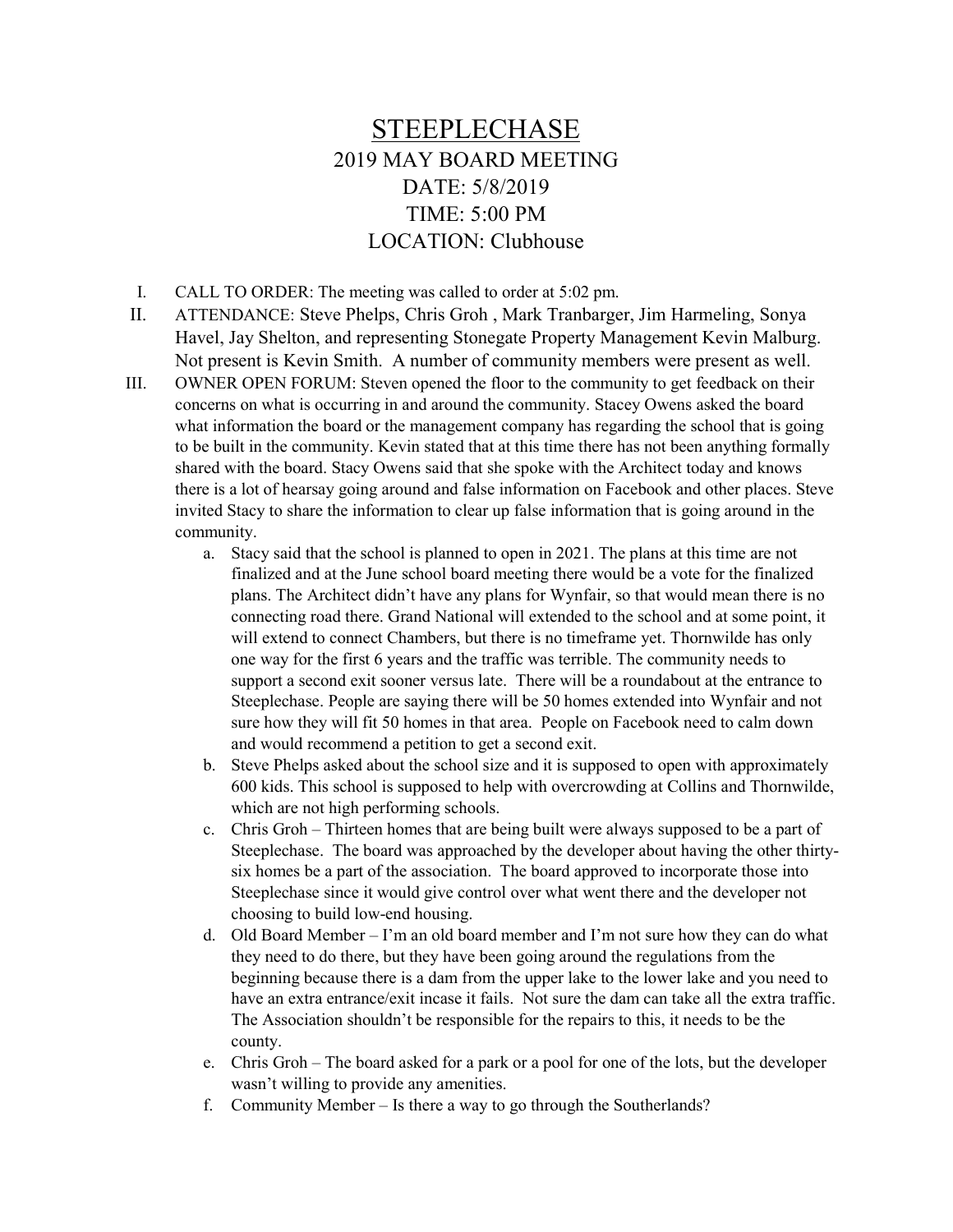# STEEPLECHASE

## 2019 MAY BOARD MEETING

## DATE: 5/8/2019

## TIME: 5:00 PM

## LOCATION: Clubhouse

I. CALL TO ORDER: The meeting was called to order at 5:02 pm.

II. ATTENDANCE: Steve Phelps, Chris Groh , Mark Tranbarger, Jim Harmeling, Sonya Havel, Jay Shelton, and representing Stonegate Property Management Kevin Malburg. Not present is Kevin Smith. A number of community members were present as well.

III. OWNER OPEN FORUM: Steven opened the floor to the community to get feedback on their concerns on what is occurring in and around the community. Stacey Owens asked the board what information the board or the management company has regarding the school that is going to be built in the community. Kevin stated that at this time there has not been anything formally shared with the board. Stacy Owens said that she spoke with the Architect today and knows there is a lot of hearsay going around and false information on Facebook and other places. Steve invited Stacy to share the information to clear up false information that is going around in the community.

   a. Stacy said that the school is planned to open in 2021. The plans at this time are not finalized and at the June school board meeting there would be a vote for the finalized plans. The Architect didn't have any plans for Wynfair, so that would mean there is no connecting road there. Grand National will extended to the school and at some point, it will extend to connect Chambers, but there is no timeframe yet. Thornwilde has only one way for the first 6 years and the traffic was terrible. The community needs to support a second exit sooner versus late. There will be a roundabout at the entrance to Steeplechase. People are saying there will be 50 homes extended into Wynfair and not sure how they will fit 50 homes in that area. People on Facebook need to calm down and would recommend a petition to get a second exit.

   b. Steve Phelps asked about the school size and it is supposed to open with approximately 600 kids. This school is supposed to help with overcrowding at Collins and Thornwilde, which are not high performing schools.

   c. Chris Groh – Thirteen homes that are being built were always supposed to be a part of Steeplechase. The board was approached by the developer about having the other thirty-six homes be a part of the association. The board approved to incorporate those into Steeplechase since it would give control over what went there and the developer not choosing to build low-end housing.

   d. Old Board Member – I'm an old board member and I'm not sure how they can do what they need to do there, but they have been going around the regulations from the beginning because there is a dam from the upper lake to the lower lake and you need to have an extra entrance/exit incase it fails. Not sure the dam can take all the extra traffic. The Association shouldn't be responsible for the repairs to this, it needs to be the county.

   e. Chris Groh – The board asked for a park or a pool for one of the lots, but the developer wasn't willing to provide any amenities.

   f. Community Member – Is there a way to go through the Southerlands?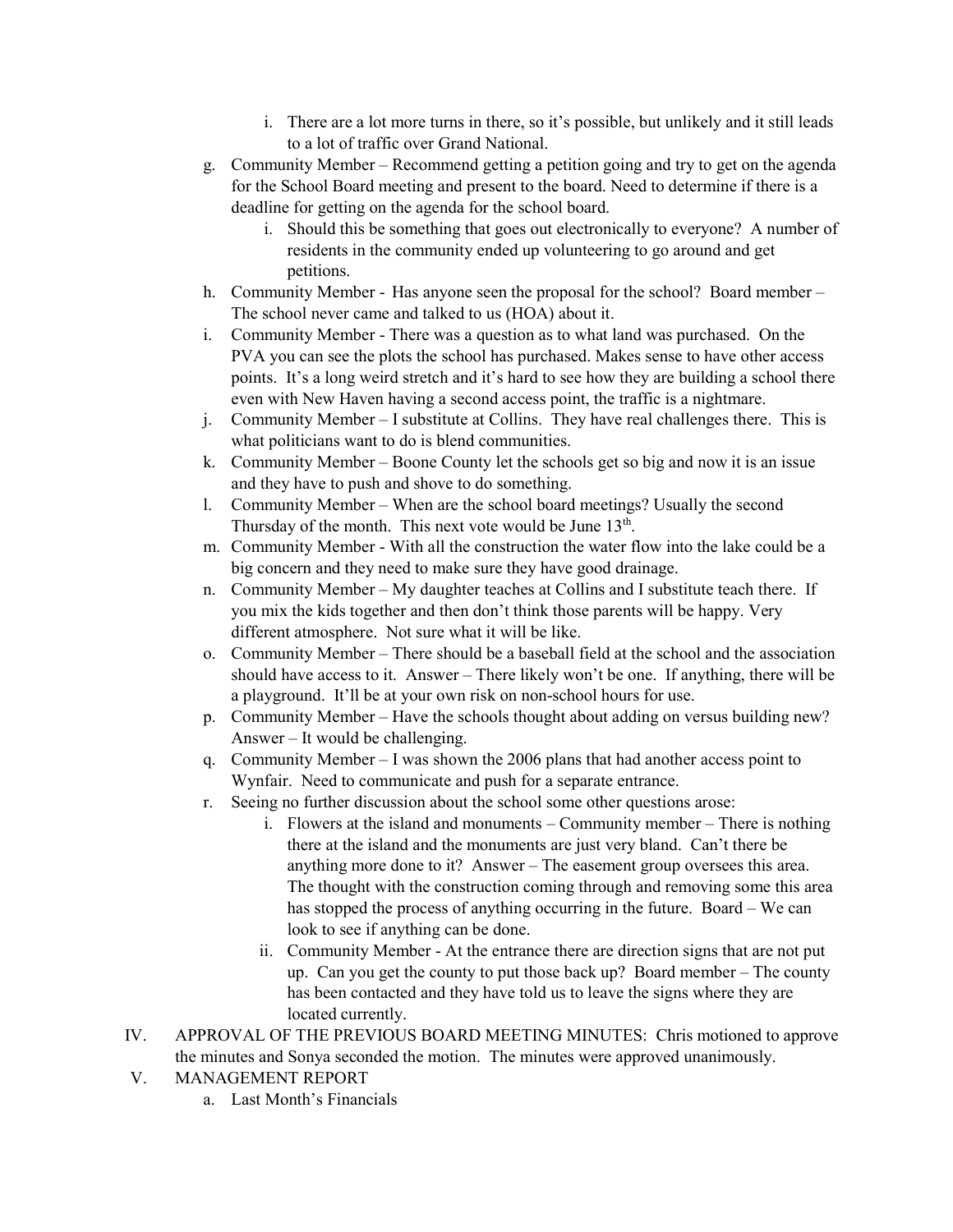i. There are a lot more turns in there, so it's possible, but unlikely and it still leads to a lot of traffic over Grand National.

g. Community Member – Recommend getting a petition going and try to get on the agenda for the School Board meeting and present to the board. Need to determine if there is a deadline for getting on the agenda for the school board.
   i. Should this be something that goes out electronically to everyone? A number of residents in the community ended up volunteering to go around and get petitions.

h. Community Member - Has anyone seen the proposal for the school? Board member – The school never came and talked to us (HOA) about it.

i. Community Member - There was a question as to what land was purchased. On the PVA you can see the plots the school has purchased. Makes sense to have other access points. It's a long weird stretch and it's hard to see how they are building a school there even with New Haven having a second access point, the traffic is a nightmare.

j. Community Member – I substitute at Collins. They have real challenges there. This is what politicians want to do is blend communities.

k. Community Member – Boone County let the schools get so big and now it is an issue and they have to push and shove to do something.

l. Community Member – When are the school board meetings? Usually the second Thursday of the month. This next vote would be June 13th.

m. Community Member - With all the construction the water flow into the lake could be a big concern and they need to make sure they have good drainage.

n. Community Member – My daughter teaches at Collins and I substitute teach there. If you mix the kids together and then don't think those parents will be happy. Very different atmosphere. Not sure what it will be like.

o. Community Member – There should be a baseball field at the school and the association should have access to it. Answer – There likely won't be one. If anything, there will be a playground. It'll be at your own risk on non-school hours for use.

p. Community Member – Have the schools thought about adding on versus building new? Answer – It would be challenging.

q. Community Member – I was shown the 2006 plans that had another access point to Wynfair. Need to communicate and push for a separate entrance.

r. Seeing no further discussion about the school some other questions arose:
   i. Flowers at the island and monuments – Community member – There is nothing there at the island and the monuments are just very bland. Can't there be anything more done to it? Answer – The easement group oversees this area. The thought with the construction coming through and removing some this area has stopped the process of anything occurring in the future. Board – We can look to see if anything can be done.
   ii. Community Member - At the entrance there are direction signs that are not put up. Can you get the county to put those back up? Board member – The county has been contacted and they have told us to leave the signs where they are located currently.

IV. APPROVAL OF THE PREVIOUS BOARD MEETING MINUTES: Chris motioned to approve the minutes and Sonya seconded the motion. The minutes were approved unanimously.

V. MANAGEMENT REPORT
   a. Last Month's Financials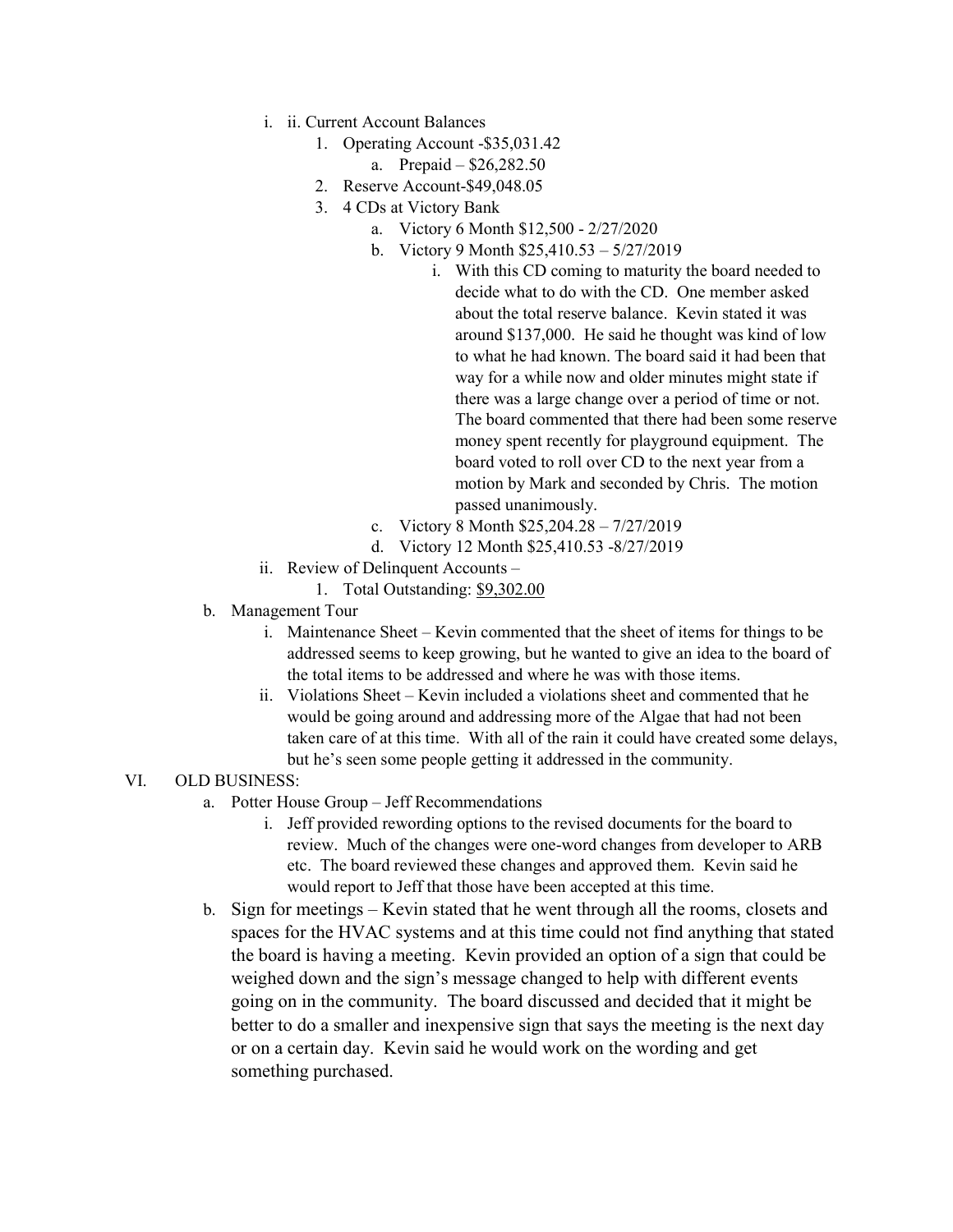- i. ii. Current Account Balances
  1. Operating Account -$35,031.42
     a. Prepaid – $26,282.50
  2. Reserve Account-$49,048.05
  3. 4 CDs at Victory Bank
     a. Victory 6 Month $12,500 - 2/27/2020
     b. Victory 9 Month $25,410.53 – 5/27/2019
        i. With this CD coming to maturity the board needed to decide what to do with the CD. One member asked about the total reserve balance. Kevin stated it was around $137,000. He said he thought was kind of low to what he had known. The board said it had been that way for a while now and older minutes might state if there was a large change over a period of time or not. The board commented that there had been some reserve money spent recently for playground equipment. The board voted to roll over CD to the next year from a motion by Mark and seconded by Chris. The motion passed unanimously.
     c. Victory 8 Month $25,204.28 – 7/27/2019
     d. Victory 12 Month $25,410.53 -8/27/2019
- ii. Review of Delinquent Accounts –
  1. Total Outstanding: $9,302.00

b. Management Tour
   - i. Maintenance Sheet – Kevin commented that the sheet of items for things to be addressed seems to keep growing, but he wanted to give an idea to the board of the total items to be addressed and where he was with those items.
   - ii. Violations Sheet – Kevin included a violations sheet and commented that he would be going around and addressing more of the Algae that had not been taken care of at this time. With all of the rain it could have created some delays, but he's seen some people getting it addressed in the community.

VI. OLD BUSINESS:

a. Potter House Group – Jeff Recommendations
   - i. Jeff provided rewording options to the revised documents for the board to review. Much of the changes were one-word changes from developer to ARB etc. The board reviewed these changes and approved them. Kevin said he would report to Jeff that those have been accepted at this time.

b. Sign for meetings – Kevin stated that he went through all the rooms, closets and spaces for the HVAC systems and at this time could not find anything that stated the board is having a meeting. Kevin provided an option of a sign that could be weighed down and the sign's message changed to help with different events going on in the community. The board discussed and decided that it might be better to do a smaller and inexpensive sign that says the meeting is the next day or on a certain day. Kevin said he would work on the wording and get something purchased.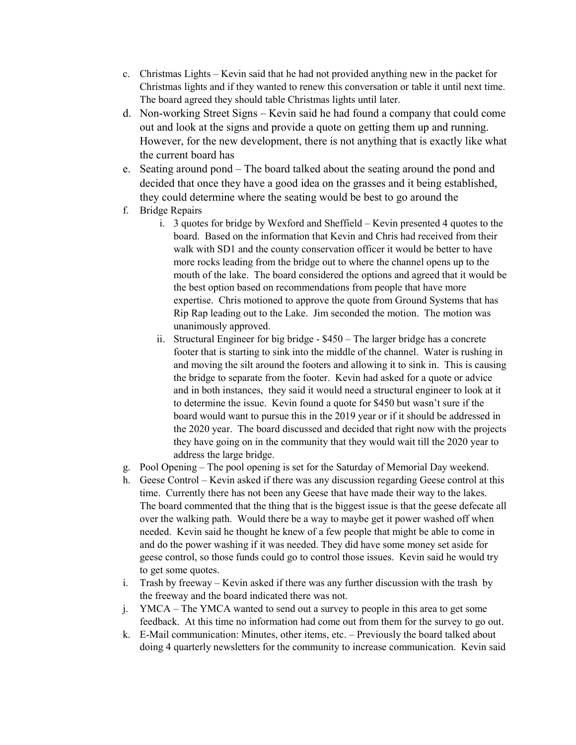c. Christmas Lights – Kevin said that he had not provided anything new in the packet for Christmas lights and if they wanted to renew this conversation or table it until next time. The board agreed they should table Christmas lights until later.

d. Non-working Street Signs – Kevin said he had found a company that could come out and look at the signs and provide a quote on getting them up and running. However, for the new development, there is not anything that is exactly like what the current board has

e. Seating around pond – The board talked about the seating around the pond and decided that once they have a good idea on the grasses and it being established, they could determine where the seating would be best to go around the

f. Bridge Repairs

   i. 3 quotes for bridge by Wexford and Sheffield – Kevin presented 4 quotes to the board. Based on the information that Kevin and Chris had received from their walk with SD1 and the county conservation officer it would be better to have more rocks leading from the bridge out to where the channel opens up to the mouth of the lake. The board considered the options and agreed that it would be the best option based on recommendations from people that have more expertise. Chris motioned to approve the quote from Ground Systems that has Rip Rap leading out to the Lake. Jim seconded the motion. The motion was unanimously approved.

   ii. Structural Engineer for big bridge - $450 – The larger bridge has a concrete footer that is starting to sink into the middle of the channel. Water is rushing in and moving the silt around the footers and allowing it to sink in. This is causing the bridge to separate from the footer. Kevin had asked for a quote or advice and in both instances, they said it would need a structural engineer to look at it to determine the issue. Kevin found a quote for $450 but wasn't sure if the board would want to pursue this in the 2019 year or if it should be addressed in the 2020 year. The board discussed and decided that right now with the projects they have going on in the community that they would wait till the 2020 year to address the large bridge.

g. Pool Opening – The pool opening is set for the Saturday of Memorial Day weekend.

h. Geese Control – Kevin asked if there was any discussion regarding Geese control at this time. Currently there has not been any Geese that have made their way to the lakes. The board commented that the thing that is the biggest issue is that the geese defecate all over the walking path. Would there be a way to maybe get it power washed off when needed. Kevin said he thought he knew of a few people that might be able to come in and do the power washing if it was needed. They did have some money set aside for geese control, so those funds could go to control those issues. Kevin said he would try to get some quotes.

i. Trash by freeway – Kevin asked if there was any further discussion with the trash by the freeway and the board indicated there was not.

j. YMCA – The YMCA wanted to send out a survey to people in this area to get some feedback. At this time no information had come out from them for the survey to go out.

k. E-Mail communication: Minutes, other items, etc. – Previously the board talked about doing 4 quarterly newsletters for the community to increase communication. Kevin said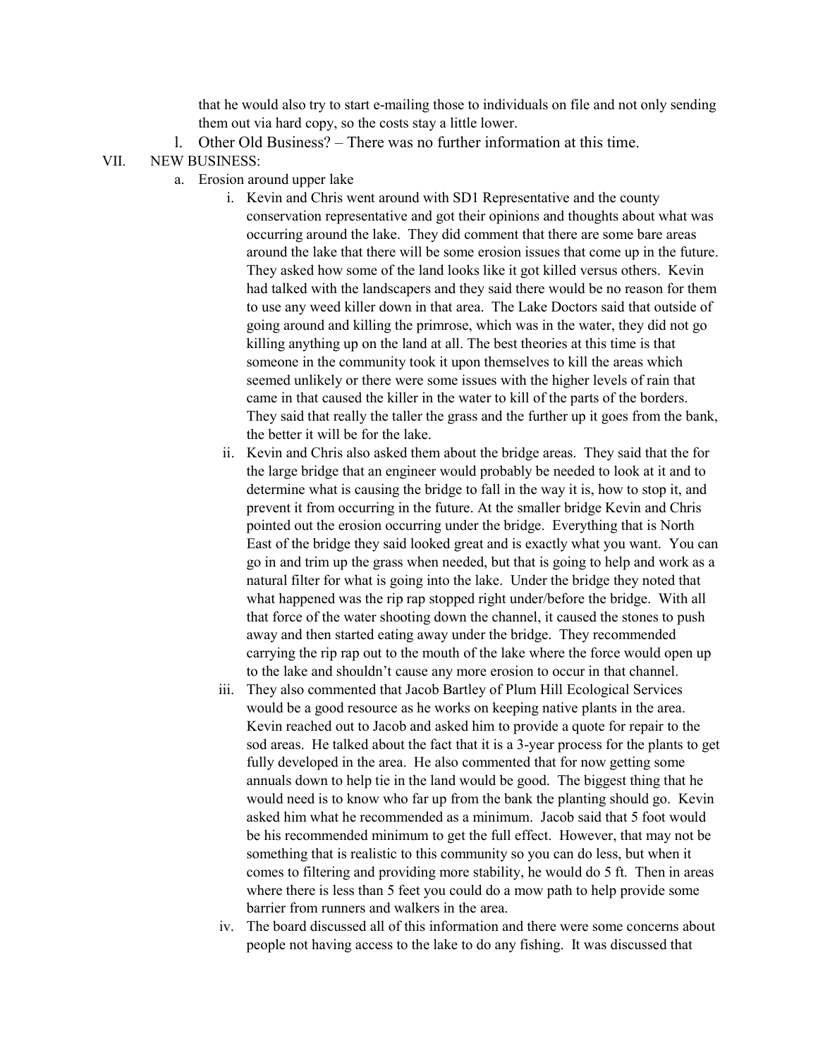that he would also try to start e-mailing those to individuals on file and not only sending them out via hard copy, so the costs stay a little lower.

l. Other Old Business? – There was no further information at this time.

VII. NEW BUSINESS:

a. Erosion around upper lake

i. Kevin and Chris went around with SD1 Representative and the county conservation representative and got their opinions and thoughts about what was occurring around the lake. They did comment that there are some bare areas around the lake that there will be some erosion issues that come up in the future. They asked how some of the land looks like it got killed versus others. Kevin had talked with the landscapers and they said there would be no reason for them to use any weed killer down in that area. The Lake Doctors said that outside of going around and killing the primrose, which was in the water, they did not go killing anything up on the land at all. The best theories at this time is that someone in the community took it upon themselves to kill the areas which seemed unlikely or there were some issues with the higher levels of rain that came in that caused the killer in the water to kill of the parts of the borders. They said that really the taller the grass and the further up it goes from the bank, the better it will be for the lake.

ii. Kevin and Chris also asked them about the bridge areas. They said that the for the large bridge that an engineer would probably be needed to look at it and to determine what is causing the bridge to fall in the way it is, how to stop it, and prevent it from occurring in the future. At the smaller bridge Kevin and Chris pointed out the erosion occurring under the bridge. Everything that is North East of the bridge they said looked great and is exactly what you want. You can go in and trim up the grass when needed, but that is going to help and work as a natural filter for what is going into the lake. Under the bridge they noted that what happened was the rip rap stopped right under/before the bridge. With all that force of the water shooting down the channel, it caused the stones to push away and then started eating away under the bridge. They recommended carrying the rip rap out to the mouth of the lake where the force would open up to the lake and shouldn't cause any more erosion to occur in that channel.

iii. They also commented that Jacob Bartley of Plum Hill Ecological Services would be a good resource as he works on keeping native plants in the area. Kevin reached out to Jacob and asked him to provide a quote for repair to the sod areas. He talked about the fact that it is a 3-year process for the plants to get fully developed in the area. He also commented that for now getting some annuals down to help tie in the land would be good. The biggest thing that he would need is to know who far up from the bank the planting should go. Kevin asked him what he recommended as a minimum. Jacob said that 5 foot would be his recommended minimum to get the full effect. However, that may not be something that is realistic to this community so you can do less, but when it comes to filtering and providing more stability, he would do 5 ft. Then in areas where there is less than 5 feet you could do a mow path to help provide some barrier from runners and walkers in the area.

iv. The board discussed all of this information and there were some concerns about people not having access to the lake to do any fishing. It was discussed that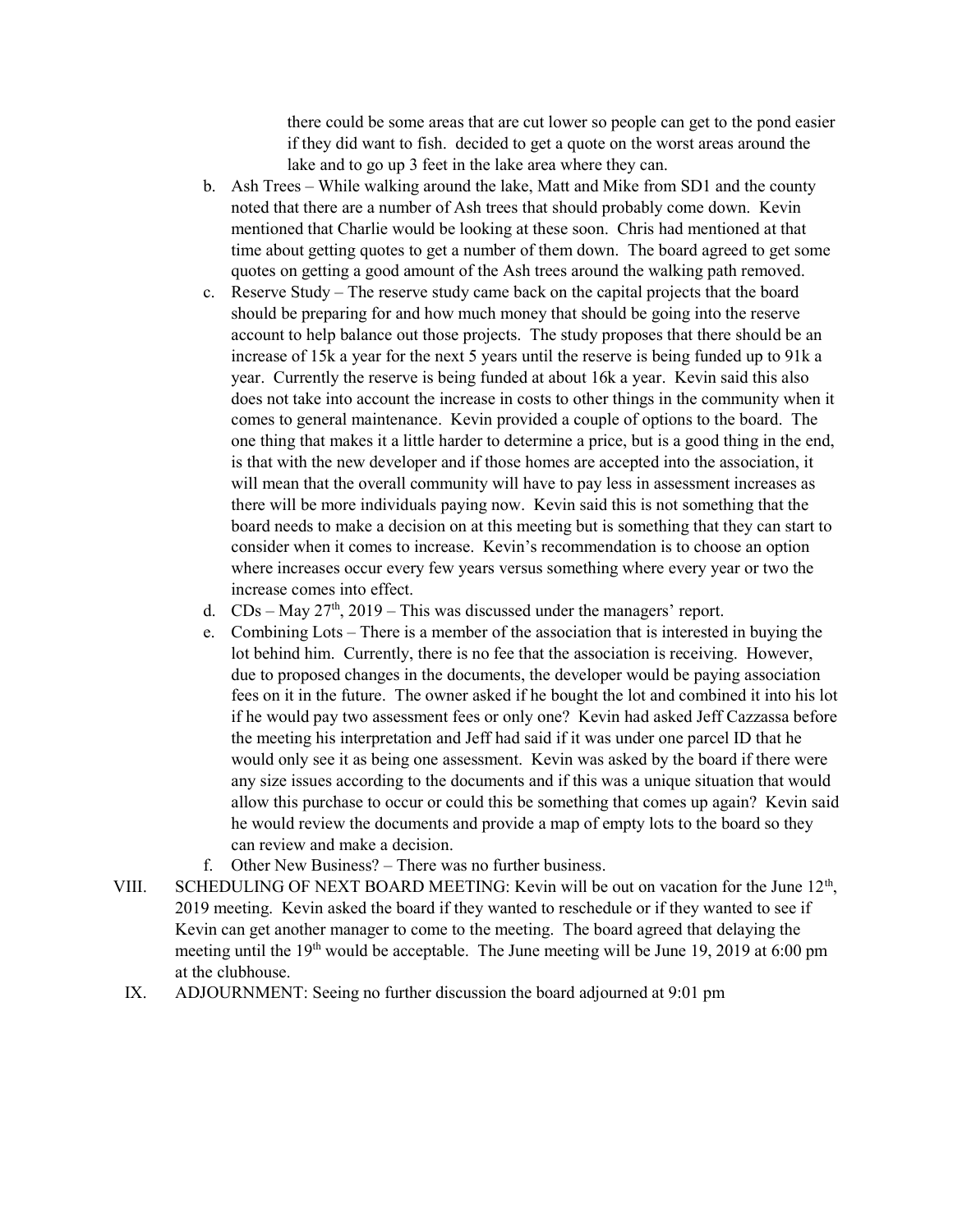there could be some areas that are cut lower so people can get to the pond easier if they did want to fish. decided to get a quote on the worst areas around the lake and to go up 3 feet in the lake area where they can.

b. Ash Trees – While walking around the lake, Matt and Mike from SD1 and the county noted that there are a number of Ash trees that should probably come down. Kevin mentioned that Charlie would be looking at these soon. Chris had mentioned at that time about getting quotes to get a number of them down. The board agreed to get some quotes on getting a good amount of the Ash trees around the walking path removed.

c. Reserve Study – The reserve study came back on the capital projects that the board should be preparing for and how much money that should be going into the reserve account to help balance out those projects. The study proposes that there should be an increase of 15k a year for the next 5 years until the reserve is being funded up to 91k a year. Currently the reserve is being funded at about 16k a year. Kevin said this also does not take into account the increase in costs to other things in the community when it comes to general maintenance. Kevin provided a couple of options to the board. The one thing that makes it a little harder to determine a price, but is a good thing in the end, is that with the new developer and if those homes are accepted into the association, it will mean that the overall community will have to pay less in assessment increases as there will be more individuals paying now. Kevin said this is not something that the board needs to make a decision on at this meeting but is something that they can start to consider when it comes to increase. Kevin's recommendation is to choose an option where increases occur every few years versus something where every year or two the increase comes into effect.

d. CDs – May 27th, 2019 – This was discussed under the managers' report.

e. Combining Lots – There is a member of the association that is interested in buying the lot behind him. Currently, there is no fee that the association is receiving. However, due to proposed changes in the documents, the developer would be paying association fees on it in the future. The owner asked if he bought the lot and combined it into his lot if he would pay two assessment fees or only one? Kevin had asked Jeff Cazzassa before the meeting his interpretation and Jeff had said if it was under one parcel ID that he would only see it as being one assessment. Kevin was asked by the board if there were any size issues according to the documents and if this was a unique situation that would allow this purchase to occur or could this be something that comes up again? Kevin said he would review the documents and provide a map of empty lots to the board so they can review and make a decision.

f. Other New Business? – There was no further business.

VIII. SCHEDULING OF NEXT BOARD MEETING: Kevin will be out on vacation for the June 12th, 2019 meeting. Kevin asked the board if they wanted to reschedule or if they wanted to see if Kevin can get another manager to come to the meeting. The board agreed that delaying the meeting until the 19th would be acceptable. The June meeting will be June 19, 2019 at 6:00 pm at the clubhouse.

IX. ADJOURNMENT: Seeing no further discussion the board adjourned at 9:01 pm